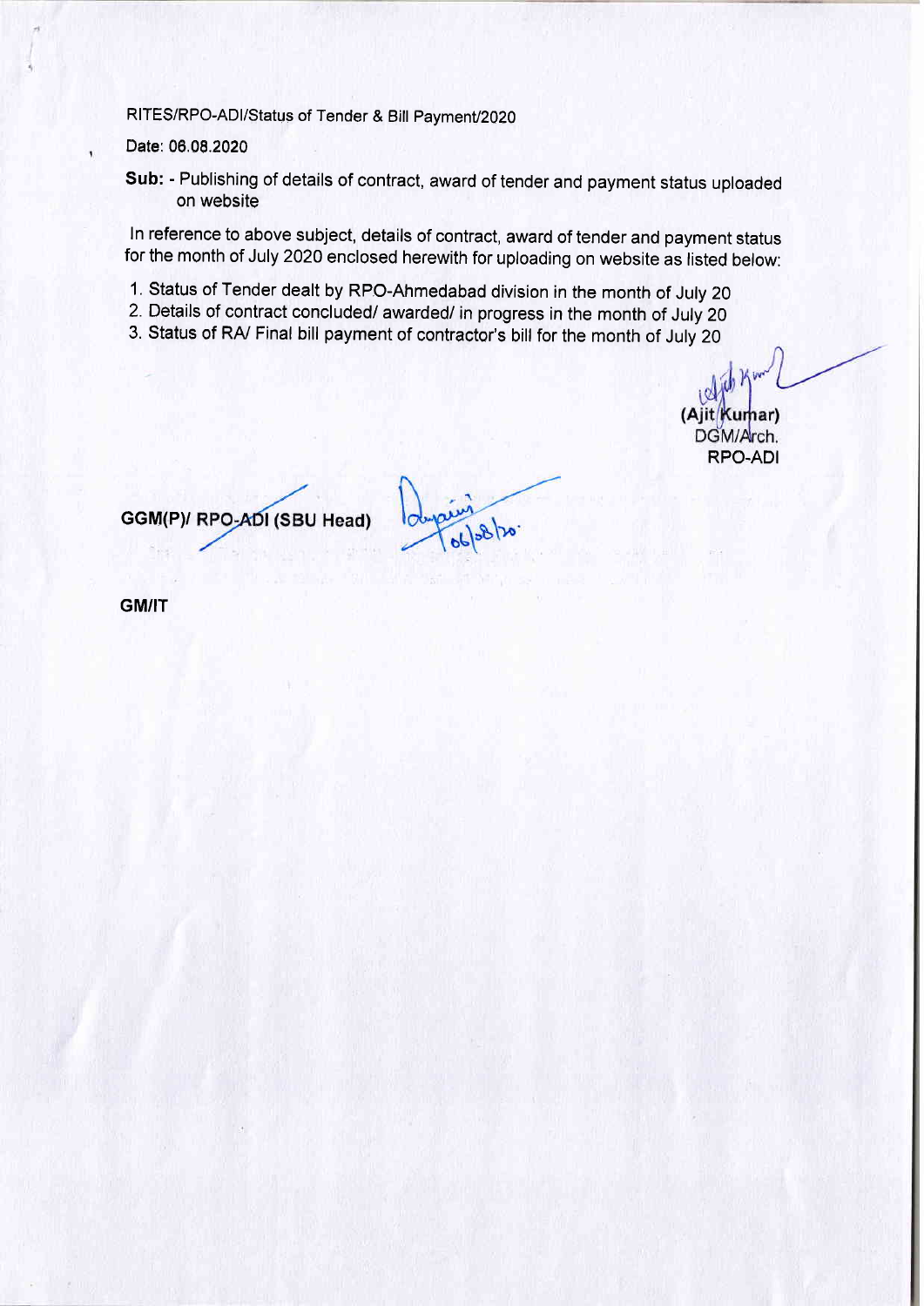RITES/RPO-ADI/Status of Tender & Bill Payment/2020

Date: 06.08.2020

**Sub:** - Publishing of details of contract, award of tender and payment status uploaded on website

In reference to above subject, details of contract, award of tender and payment status for the month of July 2020 enclosed herewith for uploading on website as listed below:

1. Status of Tender dealt by RPO-Ahmedabad division in the month of July 20
2. Details of contract concluded/ awarded/ in progress in the month of July 20
3. Status of RA/ Final bill payment of contractor's bill for the month of July 20

**(Ajit Kumar)**
DGM/Arch.
**RPO-ADI**

**GGM(P)/ RPO-ADI (SBU Head)** 06/08/20.

**GM/IT**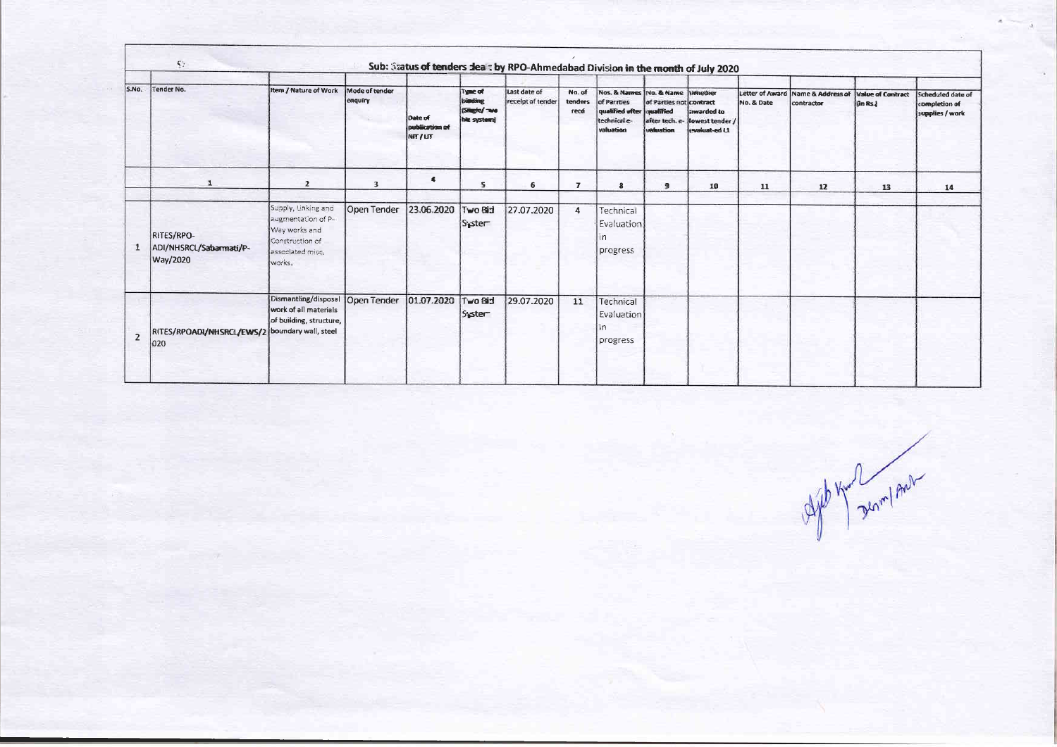## Sub: Status of tenders dealt by RPO-Ahmedabad Division in the month of July 2020

| S.No. | Tender No. | Item / Nature of Work | Mode of tender enquiry | Date of publication of NIT / LIT | Type of binding (Single/ Two bid system) | Last date of receipt of tender | No. of tenders recd | Nos. & Names of Parties qualified after technical evaluation | No. & Name of Parties not qualified after tech. evaluation | Whether contract awarded to lowest tender / evaluated L1 | Letter of Award No. & Date | Name & Address of contractor | Value of Contract (in Rs.) | Scheduled date of completion of supplies / work |
|---|---|---|---|---|---|---|---|---|---|---|---|---|---|---|
| 1 | 2 | 3 | 4 | 5 | 6 | 7 | 8 | 9 | 10 | 11 | 12 | 13 | 14 | |
| 1 | RITES/RPO-ADI/NHSRCL/Sabarmati/P-Way/2020 | Supply, Linking and augmentation of P-Way works and Construction of associated misc. works. | Open Tender | 23.06.2020 | Two Bid System | 27.07.2020 | 4 | Technical Evaluation in progress | | | | | | |
| 2 | RITES/RPOADI/NHSRCL/EWS/2020 | Dismantling/disposal work of all materials of building, structure, boundary wall, steel | Open Tender | 01.07.2020 | Two Bid System | 29.07.2020 | 11 | Technical Evaluation in progress | | | | | | |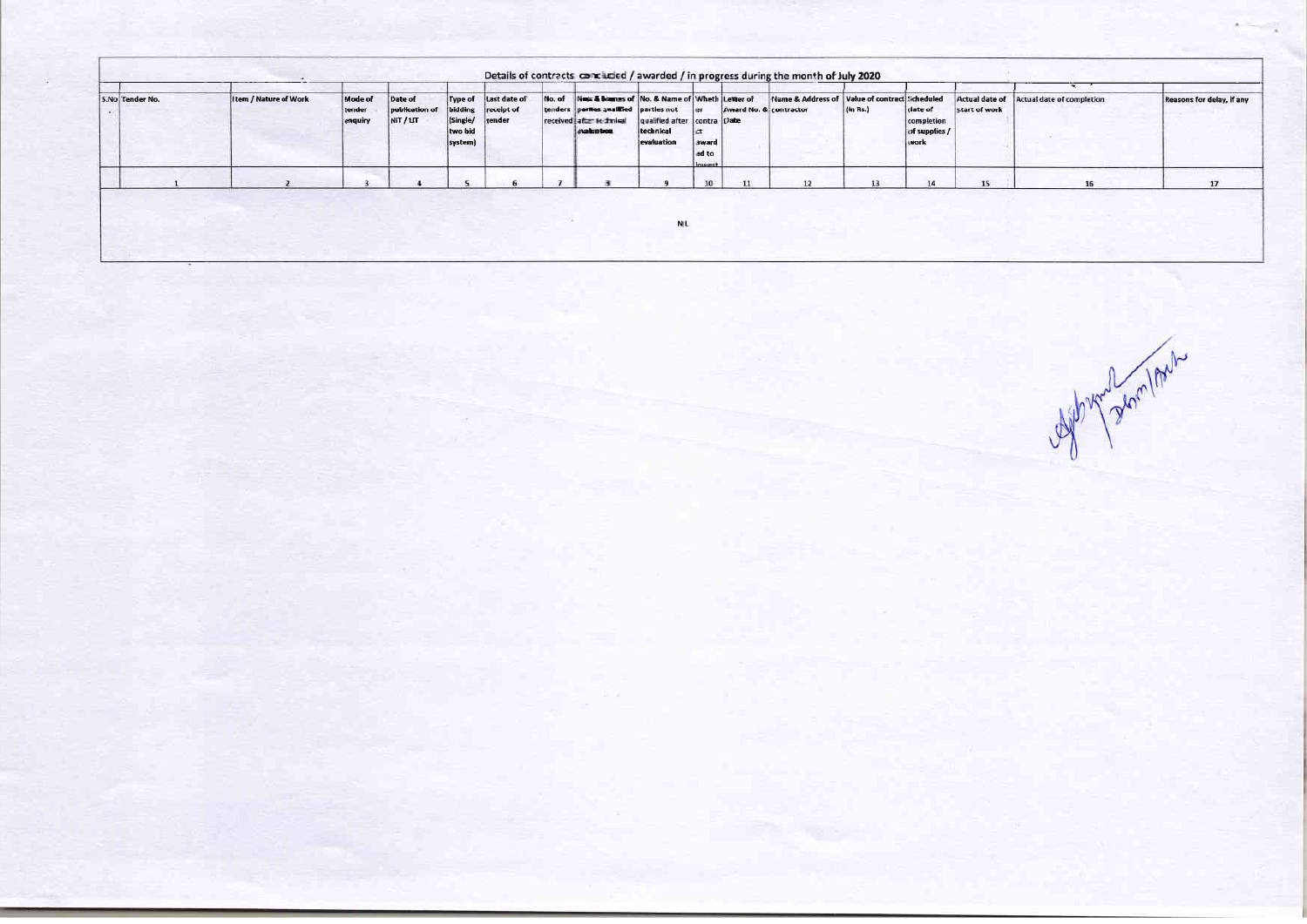## Details of contracts concluded / awarded / in progress during the month of July 2020

| S.No | Tender No. | Item / Nature of Work | Mode of tender enquiry | Date of publication of NIT / LIT | Type of bidding (Single/ two bid system) | Last date of receipt of tender | No. of tenders received | Nos. & Names of parties qualified after technical evaluation | No. & Name of parties not qualified after technical evaluation | Whether contract awarded to lowest | Letter of Award No. & Date | Name & Address of contractor | Value of contract (In Rs.) | Scheduled date of completion of supplies / work | Actual date of start of work | Actual date of completion | Reasons for delay, if any |
|---|---|---|---|---|---|---|---|---|---|---|---|---|---|---|---|---|---|
| | 1 | 2 | 3 | 4 | 5 | 6 | 7 | 8 | 9 | 10 | 11 | 12 | 13 | 14 | 15 | 16 | 17 |
| | | | | | | | | | NIL | | | | | | | | |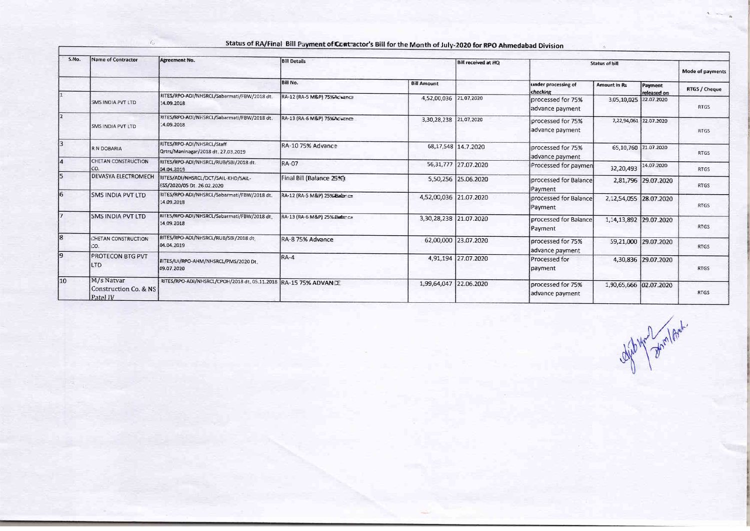## Status of RA/Final Bill Payment of Contractor's Bill for the Month of July-2020 for RPO Ahmedabad Division

| S.No. | Name of Contractor | Agreement No. | Bill Details | | Bill received at HQ | Status of bill | | | Mode of payments |
|---|---|---|---|---|---|---|---|---|---|
| | | | Bill No. | Bill Amount | | under processing of checking | Amount in Rs | Payment released on | RTGS / Cheque |
| 1 | SMS INDIA PVT LTD | RITES/RPO-ADI/NHSRCL/Sabarmati/FBW/2018 dt. 14.09.2018 | RA-12 (RA-5 M&P) 75%Advance | 4,52,00,036 | 21.07.2020 | processed for 75% advance payment | 3,05,10,025 | 22.07.2020 | RTGS |
| 2 | SMS INDIA PVT LTD | RITES/RPO-ADI/NHSRCL/Sabarmati/FBW/2018 dt. 14.09.2018 | RA-13 (RA-6 M&P) 75%Advance | 3,30,28,238 | 21.07.2020 | processed for 75% advance payment | 2,22,94,061 | 22.07.2020 | RTGS |
| 3 | R N DOBARIA | RITES/RPO-ADI/NHSRCL/Staff Qrtrs/Maninagar/2018 dt. 27.03.2019 | RA-10 75% Advance | 68,17,548 | 14.7.2020 | processed for 75% advance payment | 65,10,760 | 21.07.2020 | RTGS |
| 4 | CHETAN CONSTRUCTION CO. | RITES/RPO-ADI/NHSRCL/RUB/SBI/2018 dt. 04.04.2019 | RA-07 | 56,31,777 | 27.07.2020 | Processed for paymen | 32,20,493 | 14.07.2020 | RTGS |
| 5 | DEVASYA ELECTROMECH | RITES/ADI/NHSRCL/DCT/SAIL-KHD/SAIL-ESS/2020/05 Dt. 26.02.2020 | Final Bill (Balance 25%) | 5,50,256 | 25.06.2020 | processed for Balance Payment | 2,81,796 | 29.07.2020 | RTGS |
| 6 | SMS INDIA PVT LTD | RITES/RPO-ADI/NHSRCL/Sabarmati/FBW/2018 dt. 14.09.2018 | RA-12 (RA-5 M&P) 25%Balance | 4,52,00,036 | 21.07.2020 | processed for Balance Payment | 2,12,54,055 | 28.07.2020 | RTGS |
| 7 | SMS INDIA PVT LTD | RITES/RPO-ADI/NHSRCL/Sabarmati/FBW/2018 dt. 14.09.2018 | RA-13 (RA-6 M&P) 25%Balance | 3,30,28,238 | 21.07.2020 | processed for Balance Payment | 1,14,13,892 | 29.07.2020 | RTGS |
| 8 | CHETAN CONSTRUCTION CO. | RITES/RPO-ADI/NHSRCL/RUB/SBI/2018 dt. 04.04.2019 | RA-8 75% Advance | 62,00,000 | 23.07.2020 | processed for 75% advance payment | 59,21,000 | 29.07.2020 | RTGS |
| 9 | PROTECON BTG PVT LTD | RITES/UI/RPO-AHM/NHSRCL/PMS/2020 Dt. 09.07.2020 | RA-4 | 4,91,194 | 27.07.2020 | Processed for payment | 4,30,836 | 29.07.2020 | RTGS |
| 10 | M/s Natvar Construction Co. & NS Patel JV | RITES/RPO-ADI/NHSRCL/CPOH/2018 dt. 05.11.2018 | RA-15 75% ADVANCE | 1,99,64,047 | 22.06.2020 | processed for 75% advance payment | 1,90,65,666 | 02.07.2020 | RTGS |